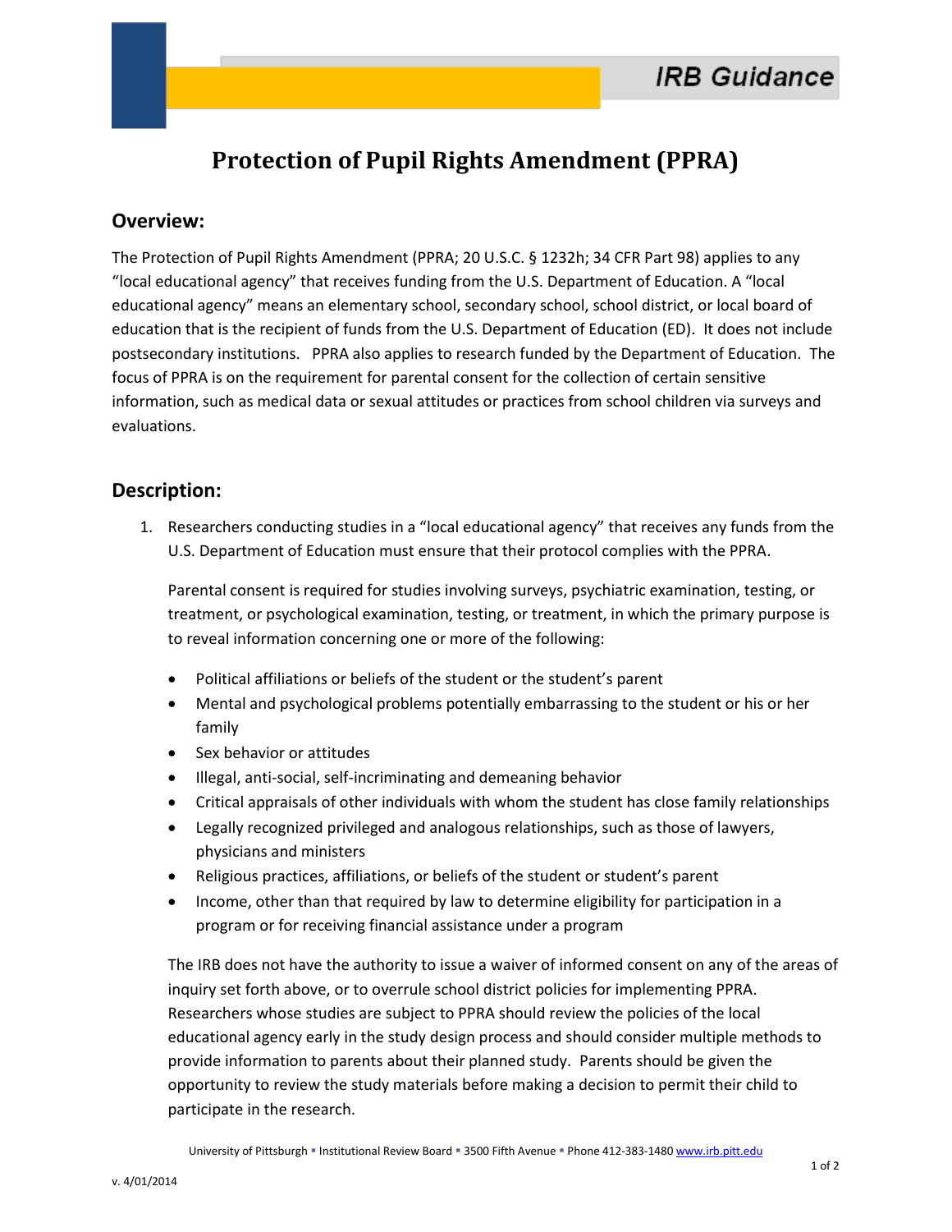IRB Guidance

# Protection of Pupil Rights Amendment (PPRA)

## Overview:

The Protection of Pupil Rights Amendment (PPRA; 20 U.S.C. § 1232h; 34 CFR Part 98) applies to any "local educational agency" that receives funding from the U.S. Department of Education. A "local educational agency" means an elementary school, secondary school, school district, or local board of education that is the recipient of funds from the U.S. Department of Education (ED). It does not include postsecondary institutions. PPRA also applies to research funded by the Department of Education. The focus of PPRA is on the requirement for parental consent for the collection of certain sensitive information, such as medical data or sexual attitudes or practices from school children via surveys and evaluations.

## Description:

1. Researchers conducting studies in a "local educational agency" that receives any funds from the U.S. Department of Education must ensure that their protocol complies with the PPRA.

   Parental consent is required for studies involving surveys, psychiatric examination, testing, or treatment, or psychological examination, testing, or treatment, in which the primary purpose is to reveal information concerning one or more of the following:

   - Political affiliations or beliefs of the student or the student's parent
   - Mental and psychological problems potentially embarrassing to the student or his or her family
   - Sex behavior or attitudes
   - Illegal, anti-social, self-incriminating and demeaning behavior
   - Critical appraisals of other individuals with whom the student has close family relationships
   - Legally recognized privileged and analogous relationships, such as those of lawyers, physicians and ministers
   - Religious practices, affiliations, or beliefs of the student or student's parent
   - Income, other than that required by law to determine eligibility for participation in a program or for receiving financial assistance under a program

   The IRB does not have the authority to issue a waiver of informed consent on any of the areas of inquiry set forth above, or to overrule school district policies for implementing PPRA. Researchers whose studies are subject to PPRA should review the policies of the local educational agency early in the study design process and should consider multiple methods to provide information to parents about their planned study. Parents should be given the opportunity to review the study materials before making a decision to permit their child to participate in the research.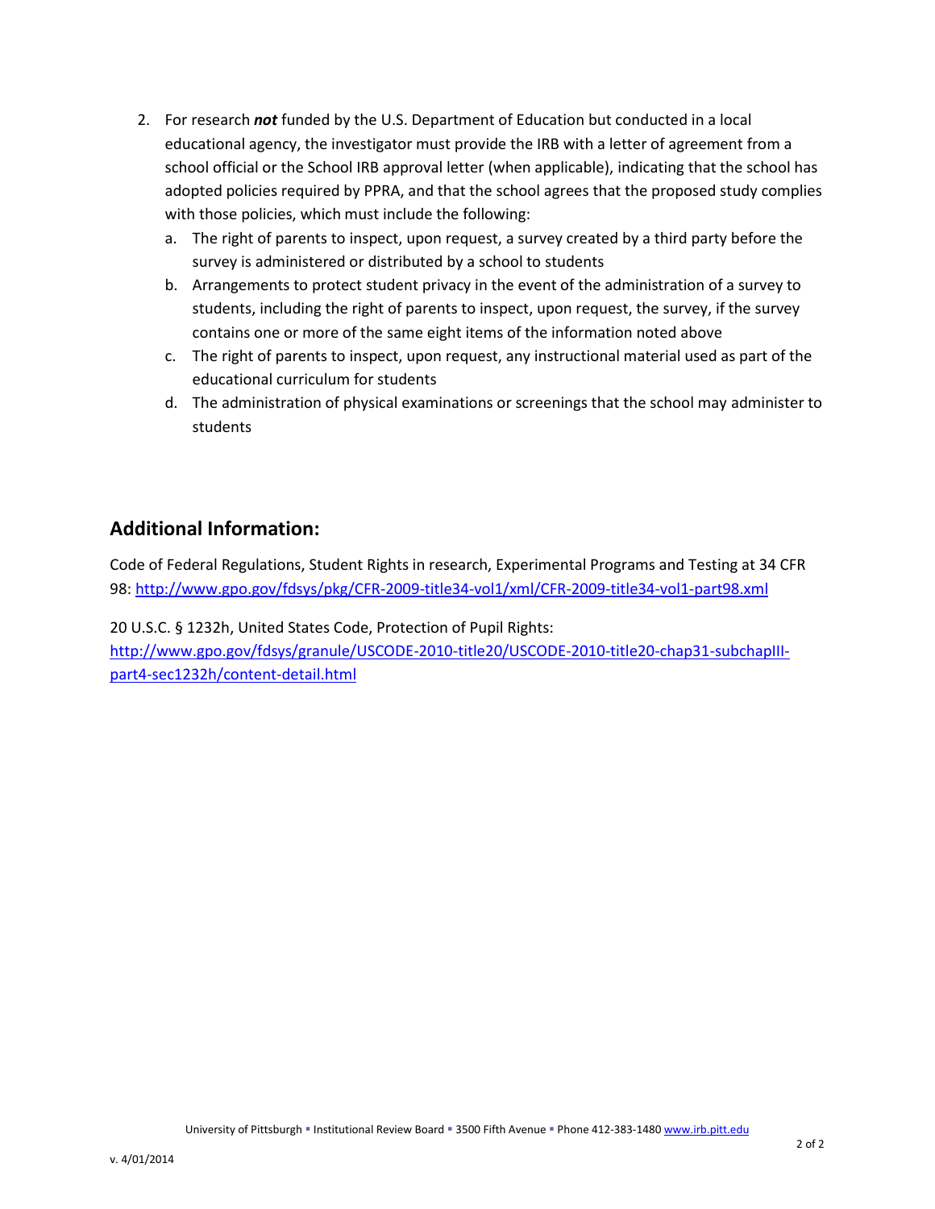2. For research ***not*** funded by the U.S. Department of Education but conducted in a local educational agency, the investigator must provide the IRB with a letter of agreement from a school official or the School IRB approval letter (when applicable), indicating that the school has adopted policies required by PPRA, and that the school agrees that the proposed study complies with those policies, which must include the following:
   a. The right of parents to inspect, upon request, a survey created by a third party before the survey is administered or distributed by a school to students
   b. Arrangements to protect student privacy in the event of the administration of a survey to students, including the right of parents to inspect, upon request, the survey, if the survey contains one or more of the same eight items of the information noted above
   c. The right of parents to inspect, upon request, any instructional material used as part of the educational curriculum for students
   d. The administration of physical examinations or screenings that the school may administer to students

## Additional Information:

Code of Federal Regulations, Student Rights in research, Experimental Programs and Testing at 34 CFR 98: http://www.gpo.gov/fdsys/pkg/CFR-2009-title34-vol1/xml/CFR-2009-title34-vol1-part98.xml

20 U.S.C. § 1232h, United States Code, Protection of Pupil Rights: http://www.gpo.gov/fdsys/granule/USCODE-2010-title20/USCODE-2010-title20-chap31-subchapIII-part4-sec1232h/content-detail.html